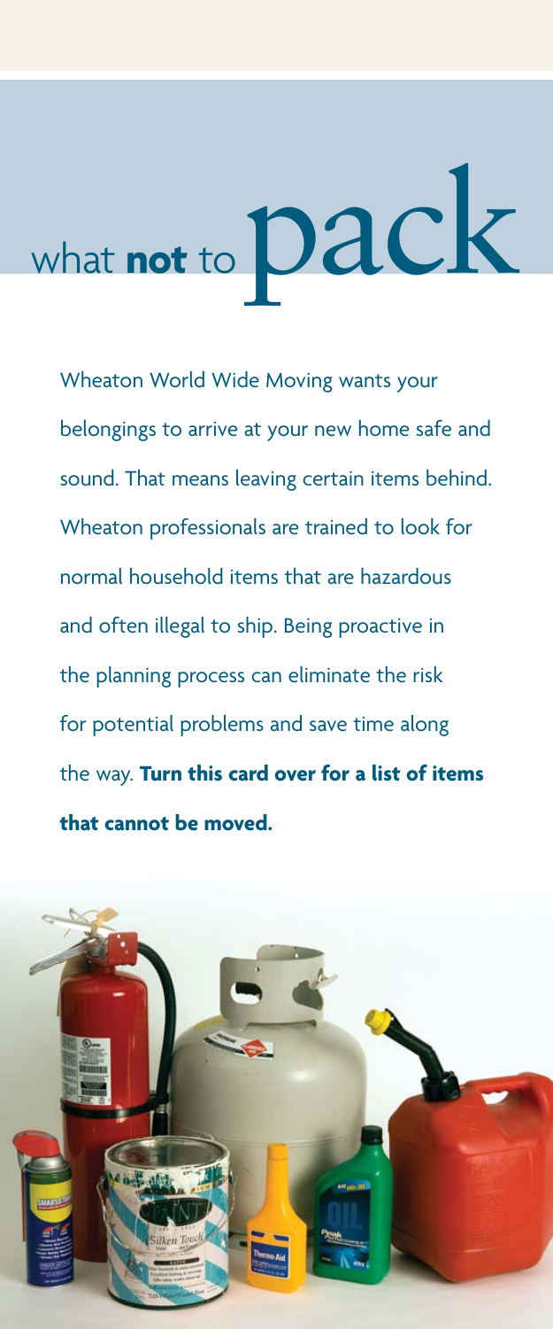# what **not** to pack

Wheaton World Wide Moving wants your belongings to arrive at your new home safe and sound. That means leaving certain items behind. Wheaton professionals are trained to look for normal household items that are hazardous and often illegal to ship. Being proactive in the planning process can eliminate the risk for potential problems and save time along the way. **Turn this card over for a list of items that cannot be moved.**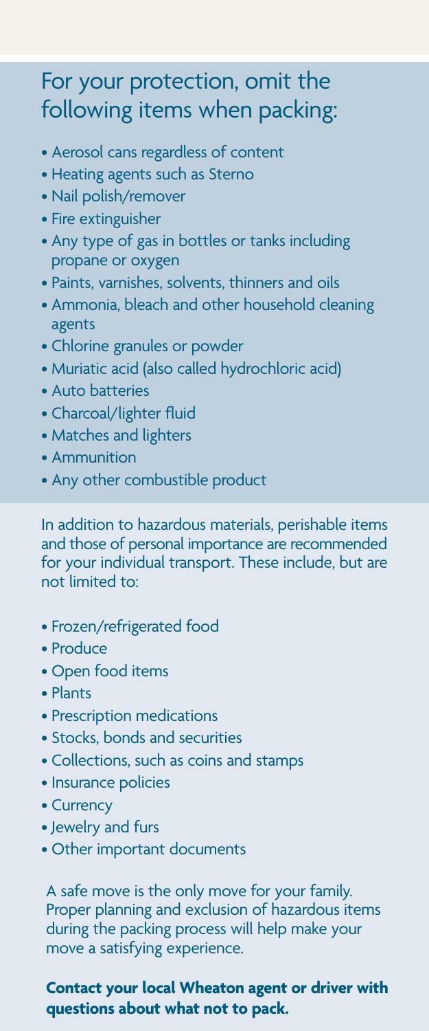## For your protection, omit the following items when packing:

- Aerosol cans regardless of content
- Heating agents such as Sterno
- Nail polish/remover
- Fire extinguisher
- Any type of gas in bottles or tanks including propane or oxygen
- Paints, varnishes, solvents, thinners and oils
- Ammonia, bleach and other household cleaning agents
- Chlorine granules or powder
- Muriatic acid (also called hydrochloric acid)
- Auto batteries
- Charcoal/lighter fluid
- Matches and lighters
- Ammunition
- Any other combustible product

In addition to hazardous materials, perishable items and those of personal importance are recommended for your individual transport. These include, but are not limited to:

- Frozen/refrigerated food
- Produce
- Open food items
- Plants
- Prescription medications
- Stocks, bonds and securities
- Collections, such as coins and stamps
- Insurance policies
- Currency
- Jewelry and furs
- Other important documents

A safe move is the only move for your family. Proper planning and exclusion of hazardous items during the packing process will help make your move a satisfying experience.

**Contact your local Wheaton agent or driver with questions about what not to pack.**